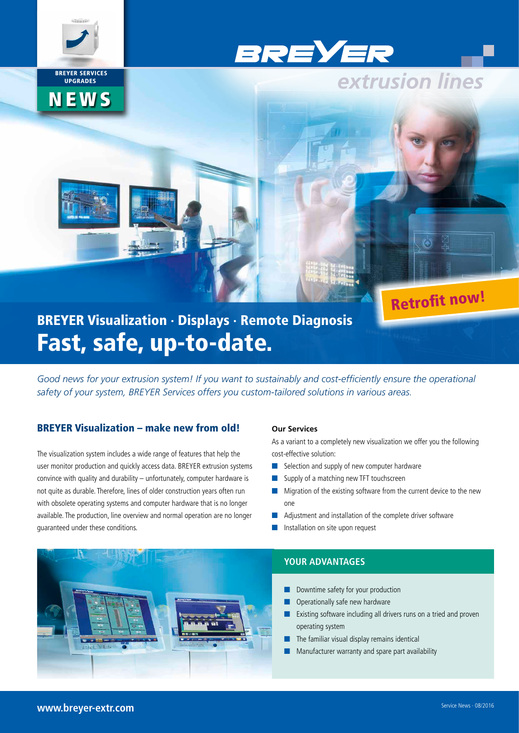BREYER SERVICES UPGRADES

**NEWS**

BREYER

*extrusion lines*

**Retrofit now!**

## BREYER Visualization · Displays · Remote Diagnosis

# Fast, safe, up-to-date.

*Good news for your extrusion system! If you want to sustainably and cost-efficiently ensure the operational safety of your system, BREYER Services offers you custom-tailored solutions in various areas.*

### BREYER Visualization – make new from old!

The visualization system includes a wide range of features that help the user monitor production and quickly access data. BREYER extrusion systems convince with quality and durability – unfortunately, computer hardware is not quite as durable. Therefore, lines of older construction years often run with obsolete operating systems and computer hardware that is no longer available. The production, line overview and normal operation are no longer guaranteed under these conditions.

**Our Services**

As a variant to a completely new visualization we offer you the following cost-effective solution:

- Selection and supply of new computer hardware
- Supply of a matching new TFT touchscreen
- Migration of the existing software from the current device to the new one
- Adjustment and installation of the complete driver software
- Installation on site upon request

**YOUR ADVANTAGES**

- Downtime safety for your production
- Operationally safe new hardware
- Existing software including all drivers runs on a tried and proven operating system
- The familiar visual display remains identical
- Manufacturer warranty and spare part availability

**www.breyer-extr.com**

Service News · 08/2016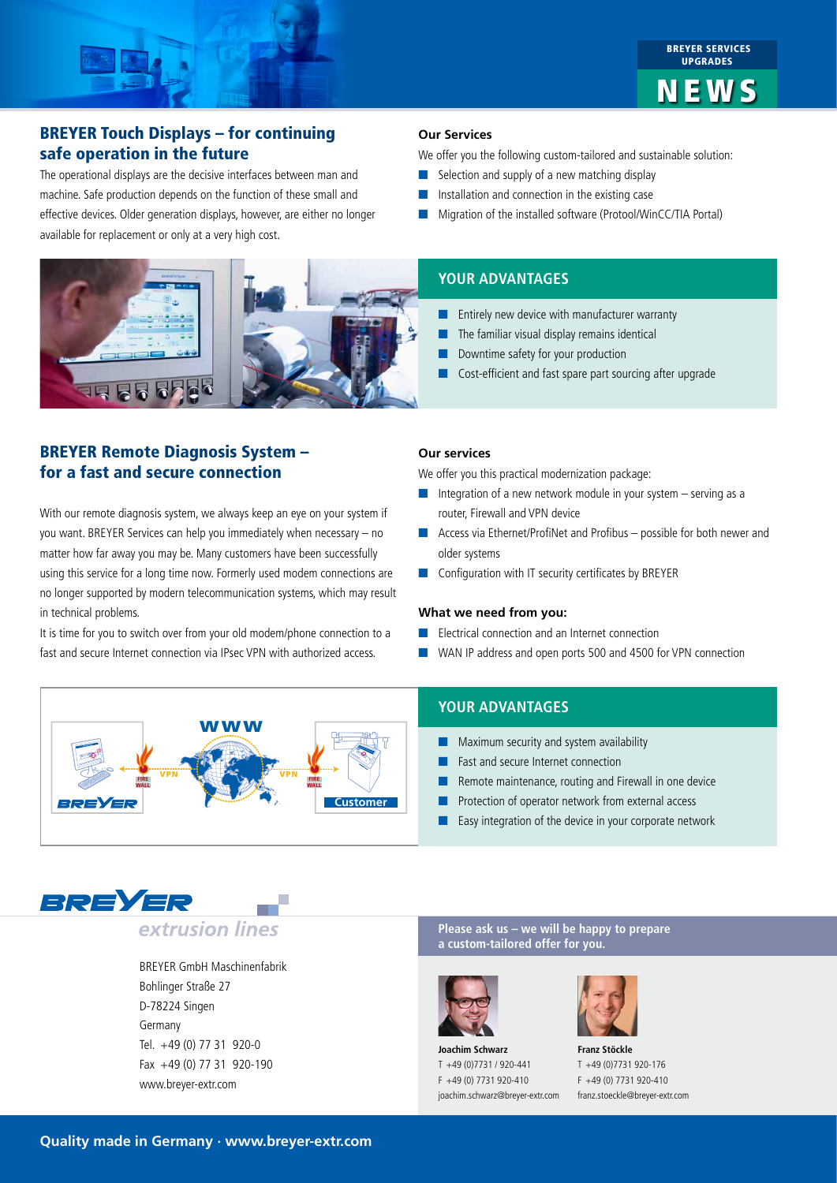BREYER SERVICES UPGRADES

NEWS

## BREYER Touch Displays – for continuing safe operation in the future

The operational displays are the decisive interfaces between man and machine. Safe production depends on the function of these small and effective devices. Older generation displays, however, are either no longer available for replacement or only at a very high cost.

**Our Services**

We offer you the following custom-tailored and sustainable solution:

- Selection and supply of a new matching display
- Installation and connection in the existing case
- Migration of the installed software (Protool/WinCC/TIA Portal)

### YOUR ADVANTAGES

- Entirely new device with manufacturer warranty
- The familiar visual display remains identical
- Downtime safety for your production
- Cost-efficient and fast spare part sourcing after upgrade

## BREYER Remote Diagnosis System – for a fast and secure connection

With our remote diagnosis system, we always keep an eye on your system if you want. BREYER Services can help you immediately when necessary – no matter how far away you may be. Many customers have been successfully using this service for a long time now. Formerly used modem connections are no longer supported by modern telecommunication systems, which may result in technical problems.

It is time for you to switch over from your old modem/phone connection to a fast and secure Internet connection via IPsec VPN with authorized access.

**Our services**

We offer you this practical modernization package:

- Integration of a new network module in your system – serving as a router, Firewall and VPN device
- Access via Ethernet/ProfiNet and Profibus – possible for both newer and older systems
- Configuration with IT security certificates by BREYER

**What we need from you:**

- Electrical connection and an Internet connection
- WAN IP address and open ports 500 and 4500 for VPN connection

WWW

BREYER

FIRE WALL

VPN

VPN

FIRE WALL

Customer

### YOUR ADVANTAGES

- Maximum security and system availability
- Fast and secure Internet connection
- Remote maintenance, routing and Firewall in one device
- Protection of operator network from external access
- Easy integration of the device in your corporate network

BREYER *extrusion lines*

BREYER GmbH Maschinenfabrik
Bohlinger Straße 27
D-78224 Singen
Germany
Tel. +49 (0) 77 31 920-0
Fax +49 (0) 77 31 920-190
www.breyer-extr.com

**Please ask us – we will be happy to prepare a custom-tailored offer for you.**

**Joachim Schwarz**
T +49 (0)7731 / 920-441
F +49 (0) 7731 920-410
joachim.schwarz@breyer-extr.com

**Franz Stöckle**
T +49 (0)7731 920-176
F +49 (0) 7731 920-410
franz.stoeckle@breyer-extr.com

**Quality made in Germany · www.breyer-extr.com**